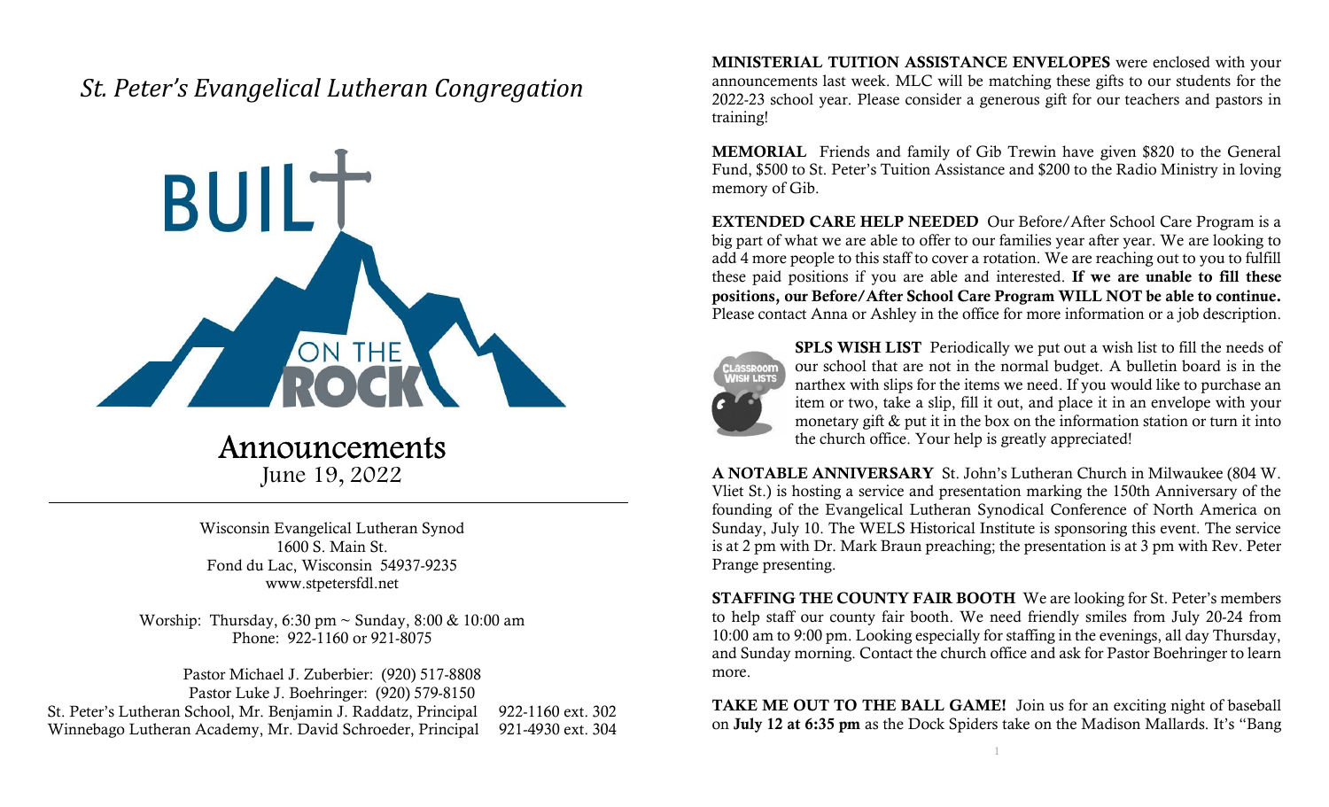# *St. Peter's Evangelical Lutheran Congregation*

BUILT ON THE ROCK

## Announcements
June 19, 2022

Wisconsin Evangelical Lutheran Synod
1600 S. Main St.
Fond du Lac, Wisconsin 54937-9235
www.stpetersfdl.net

Worship: Thursday, 6:30 pm ~ Sunday, 8:00 & 10:00 am
Phone: 922-1160 or 921-8075

Pastor Michael J. Zuberbier: (920) 517-8808
Pastor Luke J. Boehringer: (920) 579-8150
St. Peter's Lutheran School, Mr. Benjamin J. Raddatz, Principal 922-1160 ext. 302
Winnebago Lutheran Academy, Mr. David Schroeder, Principal 921-4930 ext. 304

**MINISTERIAL TUITION ASSISTANCE ENVELOPES** were enclosed with your announcements last week. MLC will be matching these gifts to our students for the 2022-23 school year. Please consider a generous gift for our teachers and pastors in training!

**MEMORIAL** Friends and family of Gib Trewin have given $820 to the General Fund, $500 to St. Peter's Tuition Assistance and $200 to the Radio Ministry in loving memory of Gib.

**EXTENDED CARE HELP NEEDED** Our Before/After School Care Program is a big part of what we are able to offer to our families year after year. We are looking to add 4 more people to this staff to cover a rotation. We are reaching out to you to fulfill these paid positions if you are able and interested. **If we are unable to fill these positions, our Before/After School Care Program WILL NOT be able to continue.** Please contact Anna or Ashley in the office for more information or a job description.

**SPLS WISH LIST** Periodically we put out a wish list to fill the needs of our school that are not in the normal budget. A bulletin board is in the narthex with slips for the items we need. If you would like to purchase an item or two, take a slip, fill it out, and place it in an envelope with your monetary gift & put it in the box on the information station or turn it into the church office. Your help is greatly appreciated!

**A NOTABLE ANNIVERSARY** St. John's Lutheran Church in Milwaukee (804 W. Vliet St.) is hosting a service and presentation marking the 150th Anniversary of the founding of the Evangelical Lutheran Synodical Conference of North America on Sunday, July 10. The WELS Historical Institute is sponsoring this event. The service is at 2 pm with Dr. Mark Braun preaching; the presentation is at 3 pm with Rev. Peter Prange presenting.

**STAFFING THE COUNTY FAIR BOOTH** We are looking for St. Peter's members to help staff our county fair booth. We need friendly smiles from July 20-24 from 10:00 am to 9:00 pm. Looking especially for staffing in the evenings, all day Thursday, and Sunday morning. Contact the church office and ask for Pastor Boehringer to learn more.

**TAKE ME OUT TO THE BALL GAME!** Join us for an exciting night of baseball on **July 12 at 6:35 pm** as the Dock Spiders take on the Madison Mallards. It's "Bang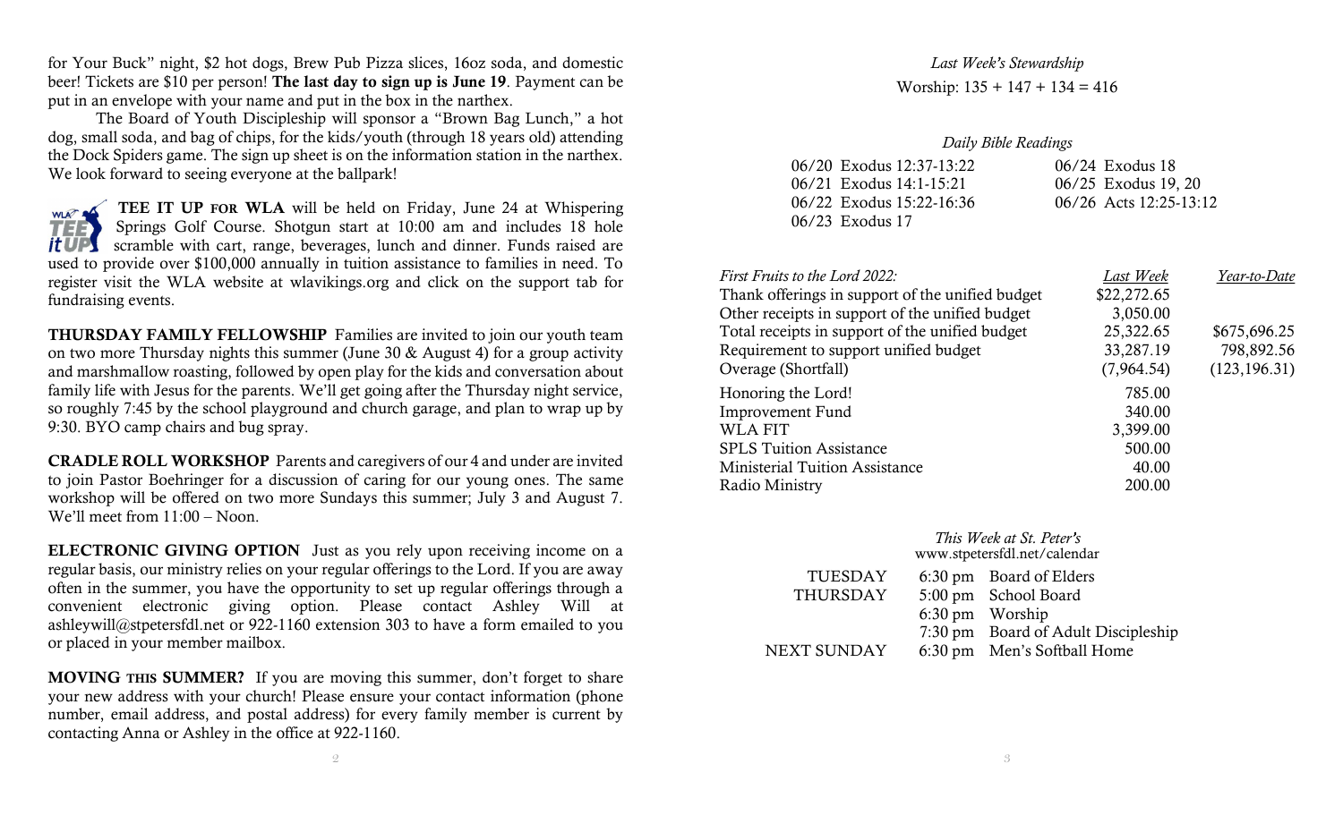for Your Buck" night, $2 hot dogs, Brew Pub Pizza slices, 16oz soda, and domestic beer! Tickets are $10 per person! **The last day to sign up is June 19**. Payment can be put in an envelope with your name and put in the box in the narthex.

The Board of Youth Discipleship will sponsor a "Brown Bag Lunch," a hot dog, small soda, and bag of chips, for the kids/youth (through 18 years old) attending the Dock Spiders game. The sign up sheet is on the information station in the narthex. We look forward to seeing everyone at the ballpark!

**TEE IT UP FOR WLA** will be held on Friday, June 24 at Whispering Springs Golf Course. Shotgun start at 10:00 am and includes 18 hole scramble with cart, range, beverages, lunch and dinner. Funds raised are used to provide over $100,000 annually in tuition assistance to families in need. To register visit the WLA website at wlavikings.org and click on the support tab for fundraising events.

**THURSDAY FAMILY FELLOWSHIP** Families are invited to join our youth team on two more Thursday nights this summer (June 30 & August 4) for a group activity and marshmallow roasting, followed by open play for the kids and conversation about family life with Jesus for the parents. We'll get going after the Thursday night service, so roughly 7:45 by the school playground and church garage, and plan to wrap up by 9:30. BYO camp chairs and bug spray.

**CRADLE ROLL WORKSHOP** Parents and caregivers of our 4 and under are invited to join Pastor Boehringer for a discussion of caring for our young ones. The same workshop will be offered on two more Sundays this summer; July 3 and August 7. We'll meet from 11:00 – Noon.

**ELECTRONIC GIVING OPTION** Just as you rely upon receiving income on a regular basis, our ministry relies on your regular offerings to the Lord. If you are away often in the summer, you have the opportunity to set up regular offerings through a convenient electronic giving option. Please contact Ashley Will at ashleywill@stpetersfdl.net or 922-1160 extension 303 to have a form emailed to you or placed in your member mailbox.

**MOVING THIS SUMMER?** If you are moving this summer, don't forget to share your new address with your church! Please ensure your contact information (phone number, email address, and postal address) for every family member is current by contacting Anna or Ashley in the office at 922-1160.

*Last Week's Stewardship*

Worship: 135 + 147 + 134 = 416

*Daily Bible Readings*

| | |
|---|---|
| 06/20 Exodus 12:37-13:22 | 06/24 Exodus 18 |
| 06/21 Exodus 14:1-15:21 | 06/25 Exodus 19, 20 |
| 06/22 Exodus 15:22-16:36 | 06/26 Acts 12:25-13:12 |
| 06/23 Exodus 17 | |

| *First Fruits to the Lord 2022:* | *Last Week* | *Year-to-Date* |
|---|---|---|
| Thank offerings in support of the unified budget | $22,272.65 | |
| Other receipts in support of the unified budget | 3,050.00 | |
| Total receipts in support of the unified budget | 25,322.65 | $675,696.25 |
| Requirement to support unified budget | 33,287.19 | 798,892.56 |
| Overage (Shortfall) | (7,964.54) | (123,196.31) |
| Honoring the Lord! | 785.00 | |
| Improvement Fund | 340.00 | |
| WLA FIT | 3,399.00 | |
| SPLS Tuition Assistance | 500.00 | |
| Ministerial Tuition Assistance | 40.00 | |
| Radio Ministry | 200.00 | |

*This Week at St. Peter's*

www.stpetersfdl.net/calendar

| | | |
|---|---|---|
| TUESDAY | 6:30 pm | Board of Elders |
| THURSDAY | 5:00 pm | School Board |
| | 6:30 pm | Worship |
| | 7:30 pm | Board of Adult Discipleship |
| NEXT SUNDAY | 6:30 pm | Men's Softball Home |